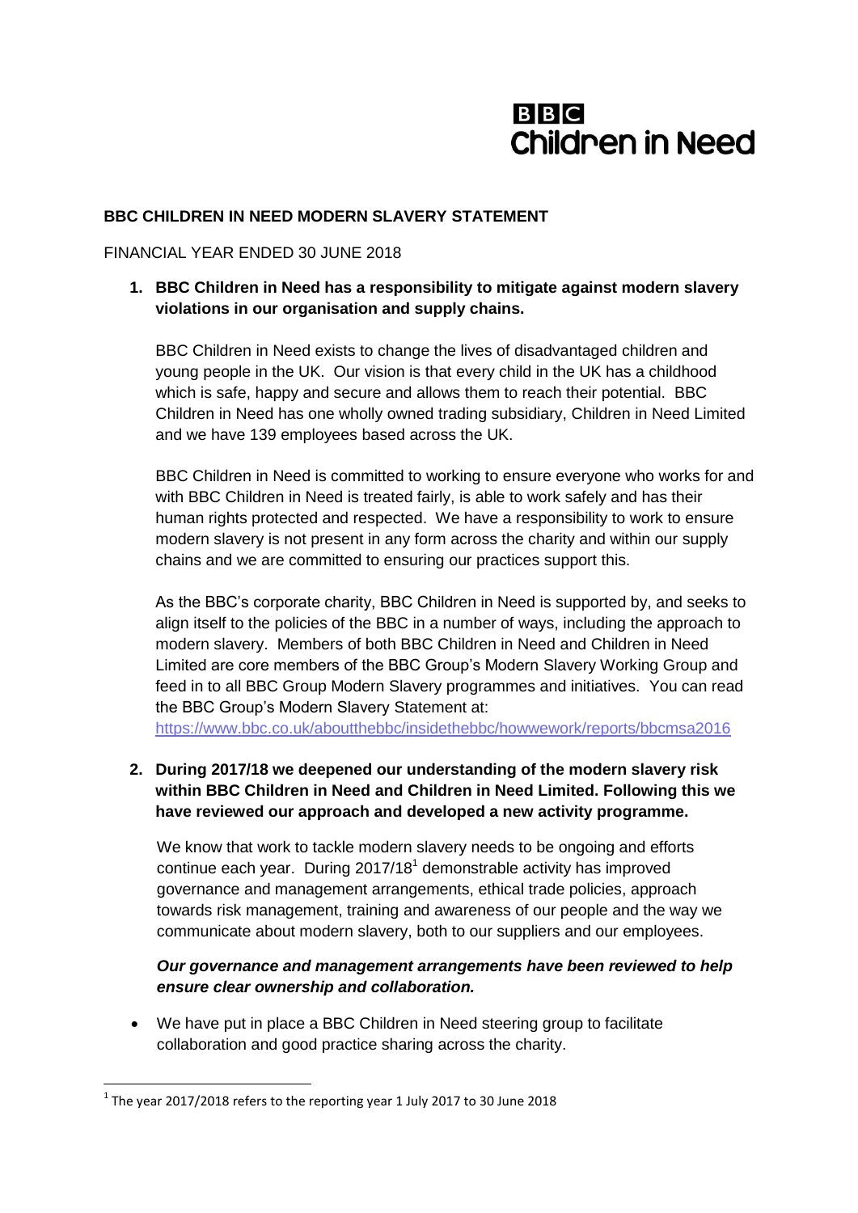BBC Children in Need

**BBC CHILDREN IN NEED MODERN SLAVERY STATEMENT**

FINANCIAL YEAR ENDED 30 JUNE 2018

1. **BBC Children in Need has a responsibility to mitigate against modern slavery violations in our organisation and supply chains.**

   BBC Children in Need exists to change the lives of disadvantaged children and young people in the UK. Our vision is that every child in the UK has a childhood which is safe, happy and secure and allows them to reach their potential. BBC Children in Need has one wholly owned trading subsidiary, Children in Need Limited and we have 139 employees based across the UK.

   BBC Children in Need is committed to working to ensure everyone who works for and with BBC Children in Need is treated fairly, is able to work safely and has their human rights protected and respected. We have a responsibility to work to ensure modern slavery is not present in any form across the charity and within our supply chains and we are committed to ensuring our practices support this.

   As the BBC's corporate charity, BBC Children in Need is supported by, and seeks to align itself to the policies of the BBC in a number of ways, including the approach to modern slavery. Members of both BBC Children in Need and Children in Need Limited are core members of the BBC Group's Modern Slavery Working Group and feed in to all BBC Group Modern Slavery programmes and initiatives. You can read the BBC Group's Modern Slavery Statement at: https://www.bbc.co.uk/aboutthebbc/insidethebbc/howwework/reports/bbcmsa2016

2. **During 2017/18 we deepened our understanding of the modern slavery risk within BBC Children in Need and Children in Need Limited. Following this we have reviewed our approach and developed a new activity programme.**

   We know that work to tackle modern slavery needs to be ongoing and efforts continue each year. During 2017/18[1] demonstrable activity has improved governance and management arrangements, ethical trade policies, approach towards risk management, training and awareness of our people and the way we communicate about modern slavery, both to our suppliers and our employees.

   ***Our governance and management arrangements have been reviewed to help ensure clear ownership and collaboration.***

- We have put in place a BBC Children in Need steering group to facilitate collaboration and good practice sharing across the charity.

[1] The year 2017/2018 refers to the reporting year 1 July 2017 to 30 June 2018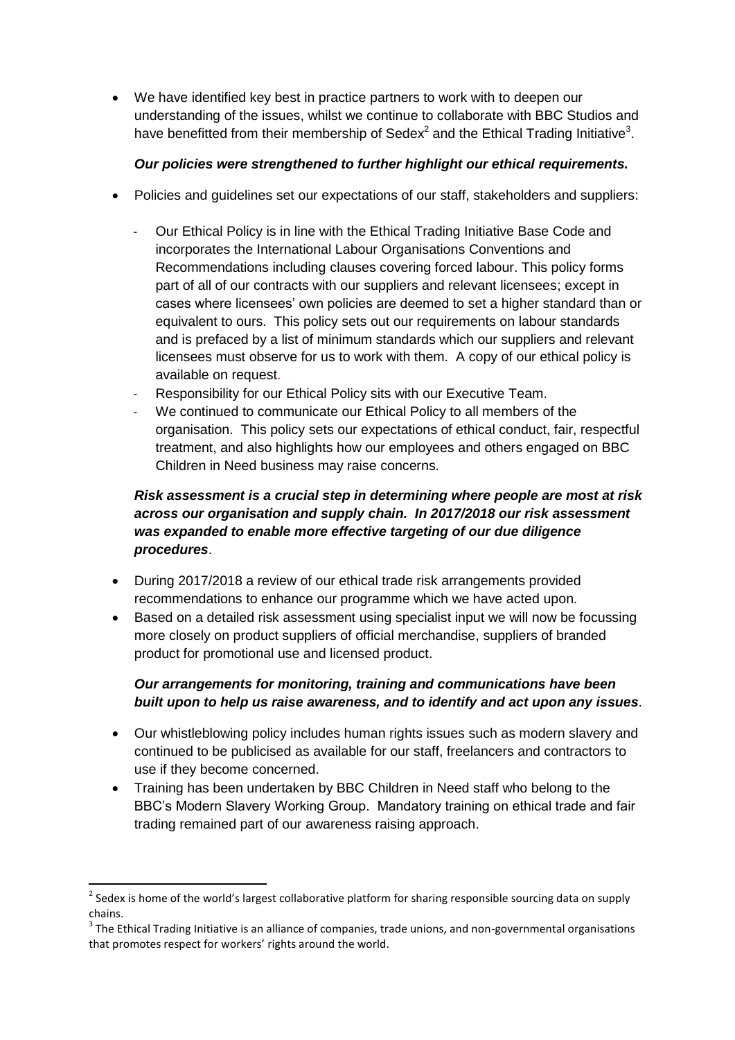- We have identified key best in practice partners to work with to deepen our understanding of the issues, whilst we continue to collaborate with BBC Studios and have benefitted from their membership of Sedex[2] and the Ethical Trading Initiative[3].

***Our policies were strengthened to further highlight our ethical requirements.***

- Policies and guidelines set our expectations of our staff, stakeholders and suppliers:
  - Our Ethical Policy is in line with the Ethical Trading Initiative Base Code and incorporates the International Labour Organisations Conventions and Recommendations including clauses covering forced labour. This policy forms part of all of our contracts with our suppliers and relevant licensees; except in cases where licensees' own policies are deemed to set a higher standard than or equivalent to ours. This policy sets out our requirements on labour standards and is prefaced by a list of minimum standards which our suppliers and relevant licensees must observe for us to work with them. A copy of our ethical policy is available on request.
  - Responsibility for our Ethical Policy sits with our Executive Team.
  - We continued to communicate our Ethical Policy to all members of the organisation. This policy sets our expectations of ethical conduct, fair, respectful treatment, and also highlights how our employees and others engaged on BBC Children in Need business may raise concerns.

***Risk assessment is a crucial step in determining where people are most at risk across our organisation and supply chain. In 2017/2018 our risk assessment was expanded to enable more effective targeting of our due diligence procedures***.

- During 2017/2018 a review of our ethical trade risk arrangements provided recommendations to enhance our programme which we have acted upon.
- Based on a detailed risk assessment using specialist input we will now be focussing more closely on product suppliers of official merchandise, suppliers of branded product for promotional use and licensed product.

***Our arrangements for monitoring, training and communications have been built upon to help us raise awareness, and to identify and act upon any issues***.

- Our whistleblowing policy includes human rights issues such as modern slavery and continued to be publicised as available for our staff, freelancers and contractors to use if they become concerned.
- Training has been undertaken by BBC Children in Need staff who belong to the BBC's Modern Slavery Working Group. Mandatory training on ethical trade and fair trading remained part of our awareness raising approach.

---

[2] Sedex is home of the world's largest collaborative platform for sharing responsible sourcing data on supply chains.

[3] The Ethical Trading Initiative is an alliance of companies, trade unions, and non-governmental organisations that promotes respect for workers' rights around the world.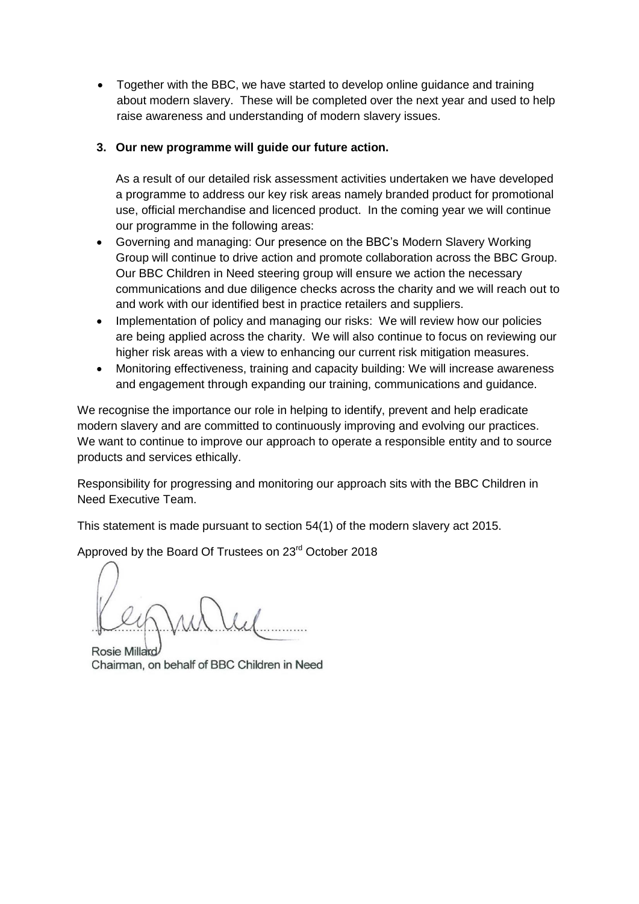- Together with the BBC, we have started to develop online guidance and training about modern slavery. These will be completed over the next year and used to help raise awareness and understanding of modern slavery issues.

**3. Our new programme will guide our future action.**

As a result of our detailed risk assessment activities undertaken we have developed a programme to address our key risk areas namely branded product for promotional use, official merchandise and licenced product. In the coming year we will continue our programme in the following areas:

- Governing and managing: Our presence on the BBC's Modern Slavery Working Group will continue to drive action and promote collaboration across the BBC Group. Our BBC Children in Need steering group will ensure we action the necessary communications and due diligence checks across the charity and we will reach out to and work with our identified best in practice retailers and suppliers.
- Implementation of policy and managing our risks: We will review how our policies are being applied across the charity. We will also continue to focus on reviewing our higher risk areas with a view to enhancing our current risk mitigation measures.
- Monitoring effectiveness, training and capacity building: We will increase awareness and engagement through expanding our training, communications and guidance.

We recognise the importance our role in helping to identify, prevent and help eradicate modern slavery and are committed to continuously improving and evolving our practices. We want to continue to improve our approach to operate a responsible entity and to source products and services ethically.

Responsibility for progressing and monitoring our approach sits with the BBC Children in Need Executive Team.

This statement is made pursuant to section 54(1) of the modern slavery act 2015.

Approved by the Board Of Trustees on 23rd October 2018

Rosie Millard
Chairman, on behalf of BBC Children in Need